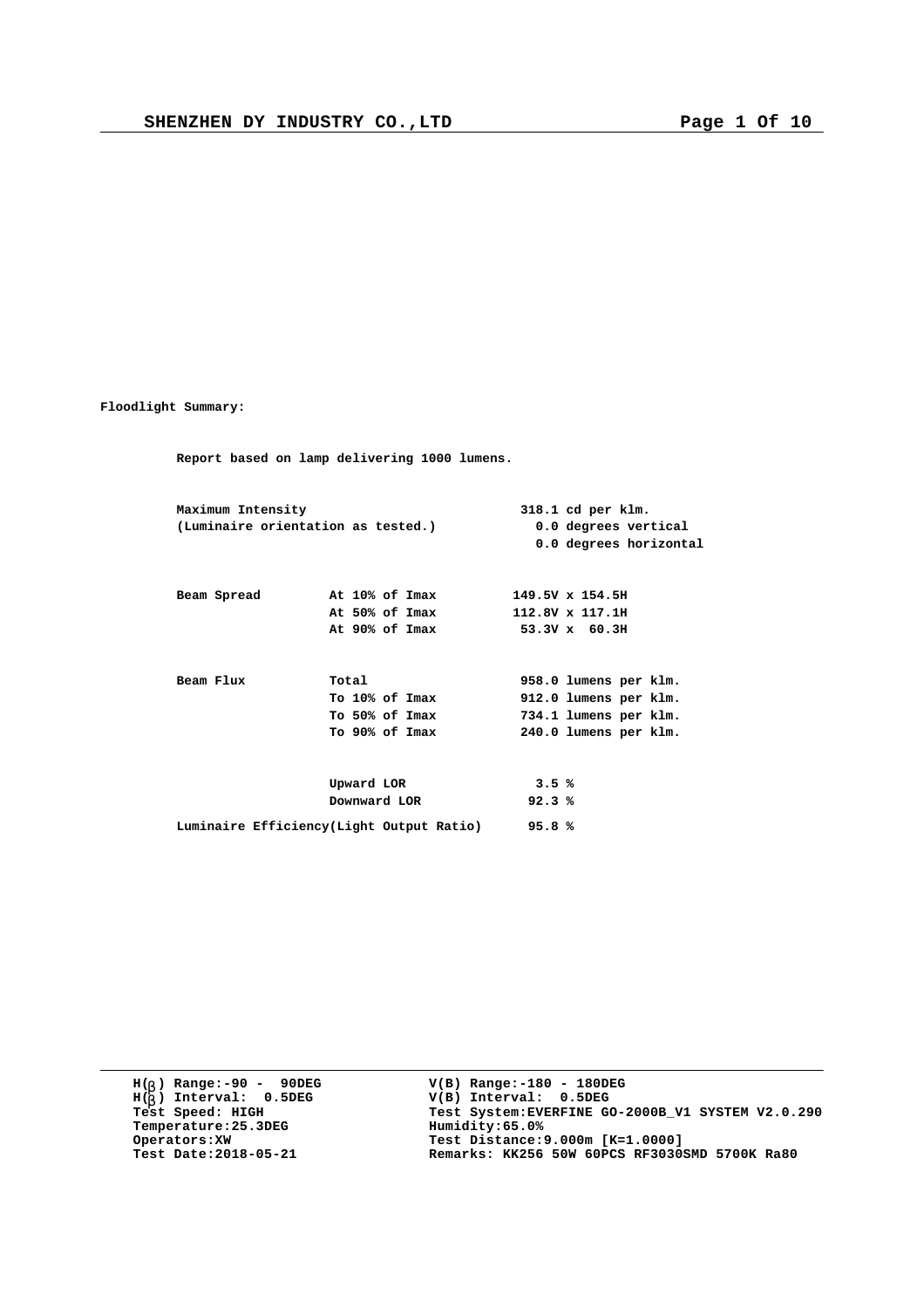**Floodlight Summary:**

**Report based on lamp delivering 1000 lumens.**

| | | |
|---|---|---|
| **Maximum Intensity** | | **318.1 cd per klm.** |
| **(Luminaire orientation as tested.)** | | **0.0 degrees vertical** |
| | | **0.0 degrees horizontal** |
| **Beam Spread** | **At 10% of Imax** | **149.5V x 154.5H** |
| | **At 50% of Imax** | **112.8V x 117.1H** |
| | **At 90% of Imax** | **53.3V x 60.3H** |
| **Beam Flux** | **Total** | **958.0 lumens per klm.** |
| | **To 10% of Imax** | **912.0 lumens per klm.** |
| | **To 50% of Imax** | **734.1 lumens per klm.** |
| | **To 90% of Imax** | **240.0 lumens per klm.** |
| | **Upward LOR** | **3.5 %** |
| | **Downward LOR** | **92.3 %** |
| **Luminaire Efficiency(Light Output Ratio)** | | **95.8 %** |

---

| | |
|---|---|
| **H(β) Range:-90 - 90DEG** | **V(B) Range:-180 - 180DEG** |
| **H(β) Interval: 0.5DEG** | **V(B) Interval: 0.5DEG** |
| **Test Speed: HIGH** | **Test System:EVERFINE GO-2000B_V1 SYSTEM V2.0.290** |
| **Temperature:25.3DEG** | **Humidity:65.0%** |
| **Operators:XW** | **Test Distance:9.000m [K=1.0000]** |
| **Test Date:2018-05-21** | **Remarks: KK256 50W 60PCS RF3030SMD 5700K Ra80** |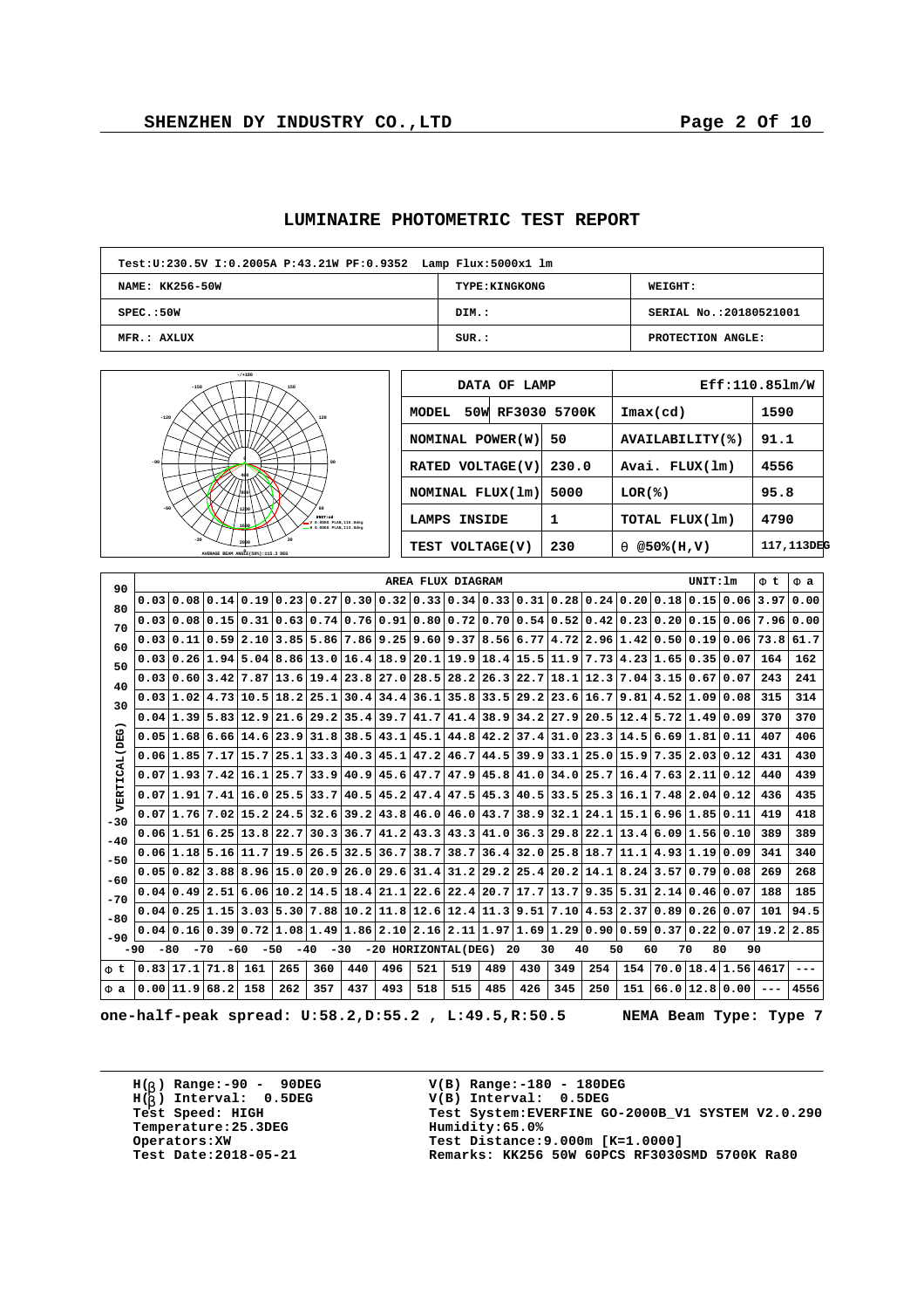# LUMINAIRE PHOTOMETRIC TEST REPORT

| Test:U:230.5V I:0.2005A P:43.21W PF:0.9352 Lamp Flux:5000x1 lm | | |
|---|---|---|
| NAME: KK256-50W | TYPE:KINGKONG | WEIGHT: |
| SPEC.:50W | DIM.: | SERIAL No.:20180521001 |
| MFR.: AXLUX | SUR.: | PROTECTION ANGLE: |

| DATA OF LAMP | | Eff:110.85lm/W | |
|---|---|---|---|
| MODEL 50W RF3030 5700K | | Imax(cd) | 1590 |
| NOMINAL POWER(W) | 50 | AVAILABILITY(%) | 91.1 |
| RATED VOLTAGE(V) | 230.0 | Avai. FLUX(lm) | 4556 |
| NOMINAL FLUX(lm) | 5000 | LOR(%) | 95.8 |
| LAMPS INSIDE | 1 | TOTAL FLUX(lm) | 4790 |
| TEST VOLTAGE(V) | 230 | θ @50%(H,V) | 117,113DEG |

AVERAGE BEAM ANGLE(50%):115.3 DEG

AREA FLUX DIAGRAM — UNIT:lm

| VERTICAL(DEG) | -90 | -80 | -70 | -60 | -50 | -40 | -30 | -20 | -10 | 0 | 10 | 20 | 30 | 40 | 50 | 60 | 70 | 80 | Φ t | Φ a |
|---|---|---|---|---|---|---|---|---|---|---|---|---|---|---|---|---|---|---|---|---|
| 90~80 | 0.03 | 0.08 | 0.14 | 0.19 | 0.23 | 0.27 | 0.30 | 0.32 | 0.33 | 0.34 | 0.33 | 0.31 | 0.28 | 0.24 | 0.20 | 0.18 | 0.15 | 0.06 | 3.97 | 0.00 |
| 80~70 | 0.03 | 0.08 | 0.15 | 0.31 | 0.63 | 0.74 | 0.76 | 0.91 | 0.80 | 0.72 | 0.70 | 0.54 | 0.52 | 0.42 | 0.23 | 0.20 | 0.15 | 0.06 | 7.96 | 0.00 |
| 70~60 | 0.03 | 0.11 | 0.59 | 2.10 | 3.85 | 5.86 | 7.86 | 9.25 | 9.60 | 9.37 | 8.56 | 6.77 | 4.72 | 2.96 | 1.42 | 0.50 | 0.19 | 0.06 | 73.8 | 61.7 |
| 60~50 | 0.03 | 0.26 | 1.94 | 5.04 | 8.86 | 13.0 | 16.4 | 18.9 | 20.1 | 19.9 | 18.4 | 15.5 | 11.9 | 7.73 | 4.23 | 1.65 | 0.35 | 0.07 | 164 | 162 |
| 50~40 | 0.03 | 0.60 | 3.42 | 7.87 | 13.6 | 19.4 | 23.8 | 27.0 | 28.5 | 28.2 | 26.3 | 22.7 | 18.1 | 12.3 | 7.04 | 3.15 | 0.67 | 0.07 | 243 | 241 |
| 40~30 | 0.03 | 1.02 | 4.73 | 10.5 | 18.2 | 25.1 | 30.4 | 34.4 | 36.1 | 35.8 | 33.5 | 29.2 | 23.6 | 16.7 | 9.81 | 4.52 | 1.09 | 0.08 | 315 | 314 |
| 30~20 | 0.04 | 1.39 | 5.83 | 12.9 | 21.6 | 29.2 | 35.4 | 39.7 | 41.7 | 41.4 | 38.9 | 34.2 | 27.9 | 20.5 | 12.4 | 5.72 | 1.49 | 0.09 | 370 | 370 |
| 20~10 | 0.05 | 1.68 | 6.66 | 14.6 | 23.9 | 31.8 | 38.5 | 43.1 | 45.1 | 44.8 | 42.2 | 37.4 | 31.0 | 23.3 | 14.5 | 6.69 | 1.81 | 0.11 | 407 | 406 |
| 10~0 | 0.06 | 1.85 | 7.17 | 15.7 | 25.1 | 33.3 | 40.3 | 45.1 | 47.2 | 46.7 | 44.5 | 39.9 | 33.1 | 25.0 | 15.9 | 7.35 | 2.03 | 0.12 | 431 | 430 |
| 0~-10 | 0.07 | 1.93 | 7.42 | 16.1 | 25.7 | 33.9 | 40.9 | 45.6 | 47.7 | 47.9 | 45.8 | 41.0 | 34.0 | 25.7 | 16.4 | 7.63 | 2.11 | 0.12 | 440 | 439 |
| -10~-20 | 0.07 | 1.91 | 7.41 | 16.0 | 25.5 | 33.7 | 40.5 | 45.2 | 47.4 | 47.5 | 45.3 | 40.5 | 33.5 | 25.3 | 16.1 | 7.48 | 2.04 | 0.12 | 436 | 435 |
| -20~-30 | 0.07 | 1.76 | 7.02 | 15.2 | 24.5 | 32.6 | 39.2 | 43.8 | 46.0 | 46.0 | 43.7 | 38.9 | 32.1 | 24.1 | 15.1 | 6.96 | 1.85 | 0.11 | 419 | 418 |
| -30~-40 | 0.06 | 1.51 | 6.25 | 13.8 | 22.7 | 30.3 | 36.7 | 41.2 | 43.3 | 43.3 | 41.0 | 36.3 | 29.8 | 22.1 | 13.4 | 6.09 | 1.56 | 0.10 | 389 | 389 |
| -40~-50 | 0.06 | 1.18 | 5.16 | 11.7 | 19.5 | 26.5 | 32.5 | 36.7 | 38.7 | 38.7 | 36.4 | 32.0 | 25.8 | 18.7 | 11.1 | 4.93 | 1.19 | 0.09 | 341 | 340 |
| -50~-60 | 0.05 | 0.82 | 3.88 | 8.96 | 15.0 | 20.9 | 26.0 | 29.6 | 31.4 | 31.2 | 29.2 | 25.4 | 20.2 | 14.1 | 8.24 | 3.57 | 0.79 | 0.08 | 269 | 268 |
| -60~-70 | 0.04 | 0.49 | 2.51 | 6.06 | 10.2 | 14.5 | 18.4 | 21.1 | 22.6 | 22.4 | 20.7 | 17.7 | 13.7 | 9.35 | 5.31 | 2.14 | 0.46 | 0.07 | 188 | 185 |
| -70~-80 | 0.04 | 0.25 | 1.15 | 3.03 | 5.30 | 7.88 | 10.2 | 11.8 | 12.6 | 12.4 | 11.3 | 9.51 | 7.10 | 4.53 | 2.37 | 0.89 | 0.26 | 0.07 | 101 | 94.5 |
| -80~-90 | 0.04 | 0.16 | 0.39 | 0.72 | 1.08 | 1.49 | 1.86 | 2.10 | 2.16 | 2.11 | 1.97 | 1.69 | 1.29 | 0.90 | 0.59 | 0.37 | 0.22 | 0.07 | 19.2 | 2.85 |
| Φ t | 0.83 | 17.1 | 71.8 | 161 | 265 | 360 | 440 | 496 | 521 | 519 | 489 | 430 | 349 | 254 | 154 | 70.0 | 18.4 | 1.56 | 4617 | --- |
| Φ a | 0.00 | 11.9 | 68.2 | 158 | 262 | 357 | 437 | 493 | 518 | 515 | 485 | 426 | 345 | 250 | 151 | 66.0 | 12.8 | 0.00 | --- | 4556 |

HORIZONTAL(DEG): -90 to 90

**one-half-peak spread: U:58.2,D:55.2 , L:49.5,R:50.5    NEMA Beam Type: Type 7**

H(β) Range:-90 - 90DEG
H(β) Interval: 0.5DEG
Test Speed: HIGH
Temperature:25.3DEG
Operators:XW
Test Date:2018-05-21

V(B) Range:-180 - 180DEG
V(B) Interval: 0.5DEG
Test System:EVERFINE GO-2000B_V1 SYSTEM V2.0.290
Humidity:65.0%
Test Distance:9.000m [K=1.0000]
Remarks: KK256 50W 60PCS RF3030SMD 5700K Ra80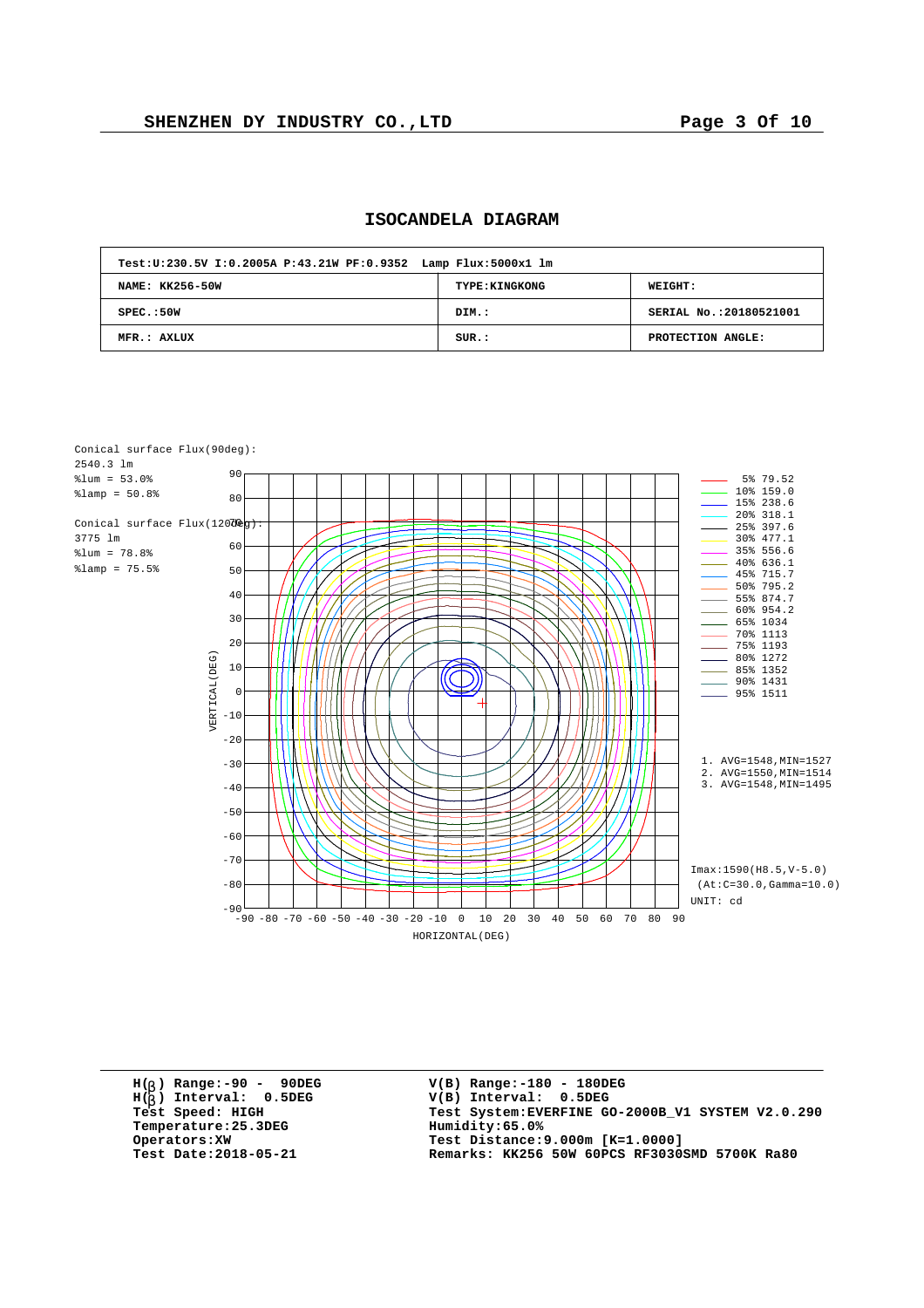# ISOCANDELA DIAGRAM

| Test:U:230.5V I:0.2005A P:43.21W PF:0.9352 Lamp Flux:5000x1 lm | | |
|---|---|---|
| NAME: KK256-50W | TYPE:KINGKONG | WEIGHT: |
| SPEC.:50W | DIM.: | SERIAL No.:20180521001 |
| MFR.: AXLUX | SUR.: | PROTECTION ANGLE: |

Conical surface Flux(90deg):
2540.3 lm
%lum = 53.0%
%lamp = 50.8%

Conical surface Flux(120deg):
3775 lm
%lum = 78.8%
%lamp = 75.5%

| Level | cd |
|---|---|
| 5% | 79.52 |
| 10% | 159.0 |
| 15% | 238.6 |
| 20% | 318.1 |
| 25% | 397.6 |
| 30% | 477.1 |
| 35% | 556.6 |
| 40% | 636.1 |
| 45% | 715.7 |
| 50% | 795.2 |
| 55% | 874.7 |
| 60% | 954.2 |
| 65% | 1034 |
| 70% | 1113 |
| 75% | 1193 |
| 80% | 1272 |
| 85% | 1352 |
| 90% | 1431 |
| 95% | 1511 |

1. AVG=1548,MIN=1527
2. AVG=1550,MIN=1514
3. AVG=1548,MIN=1495

Imax:1590(H8.5,V-5.0)
(At:C=30.0,Gamma=10.0)
UNIT: cd

VERTICAL(DEG): -90 to 90
HORIZONTAL(DEG): -90 to 90

| | |
|---|---|
| H(β) Range:-90 - 90DEG | V(B) Range:-180 - 180DEG |
| H(β) Interval: 0.5DEG | V(B) Interval: 0.5DEG |
| Test Speed: HIGH | Test System:EVERFINE GO-2000B_V1 SYSTEM V2.0.290 |
| Temperature:25.3DEG | Humidity:65.0% |
| Operators:XW | Test Distance:9.000m [K=1.0000] |
| Test Date:2018-05-21 | Remarks: KK256 50W 60PCS RF3030SMD 5700K Ra80 |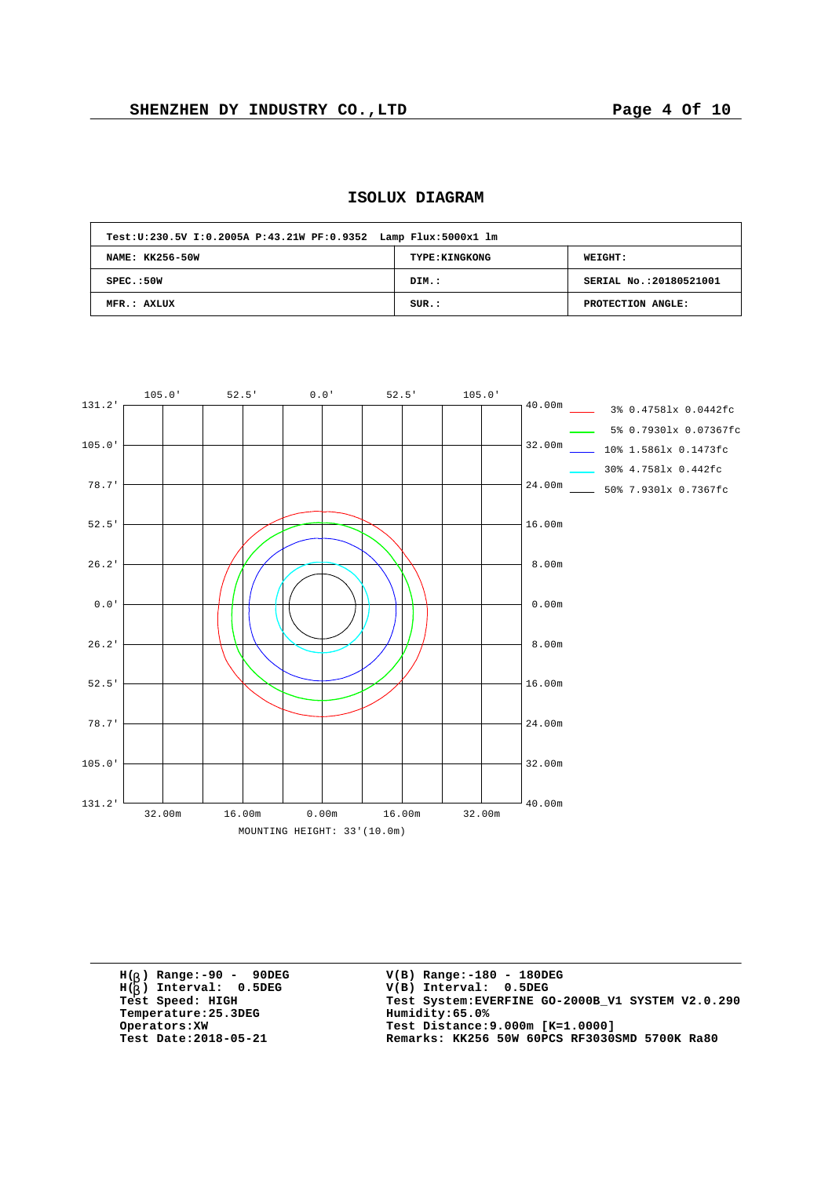# ISOLUX DIAGRAM

| Test:U:230.5V I:0.2005A P:43.21W PF:0.9352 Lamp Flux:5000x1 lm | | |
|---|---|---|
| NAME: KK256-50W | TYPE:KINGKONG | WEIGHT: |
| SPEC.:50W | DIM.: | SERIAL No.:20180521001 |
| MFR.: AXLUX | SUR.: | PROTECTION ANGLE: |

105.0' 52.5' 0.0' 52.5' 105.0'

131.2' 105.0' 78.7' 52.5' 26.2' 0.0' 26.2' 52.5' 78.7' 105.0' 131.2'

40.00m 32.00m 24.00m 16.00m 8.00m 0.00m 8.00m 16.00m 24.00m 32.00m 40.00m

32.00m 16.00m 0.00m 16.00m 32.00m

- 3% 0.4758lx 0.0442fc
- 5% 0.7930lx 0.07367fc
- 10% 1.586lx 0.1473fc
- 30% 4.758lx 0.442fc
- 50% 7.930lx 0.7367fc

MOUNTING HEIGHT: 33'(10.0m)

H(β) Range:-90 - 90DEG
H(β) Interval: 0.5DEG
Test Speed: HIGH
Temperature:25.3DEG
Operators:XW
Test Date:2018-05-21

V(B) Range:-180 - 180DEG
V(B) Interval: 0.5DEG
Test System:EVERFINE GO-2000B_V1 SYSTEM V2.0.290
Humidity:65.0%
Test Distance:9.000m [K=1.0000]
Remarks: KK256 50W 60PCS RF3030SMD 5700K Ra80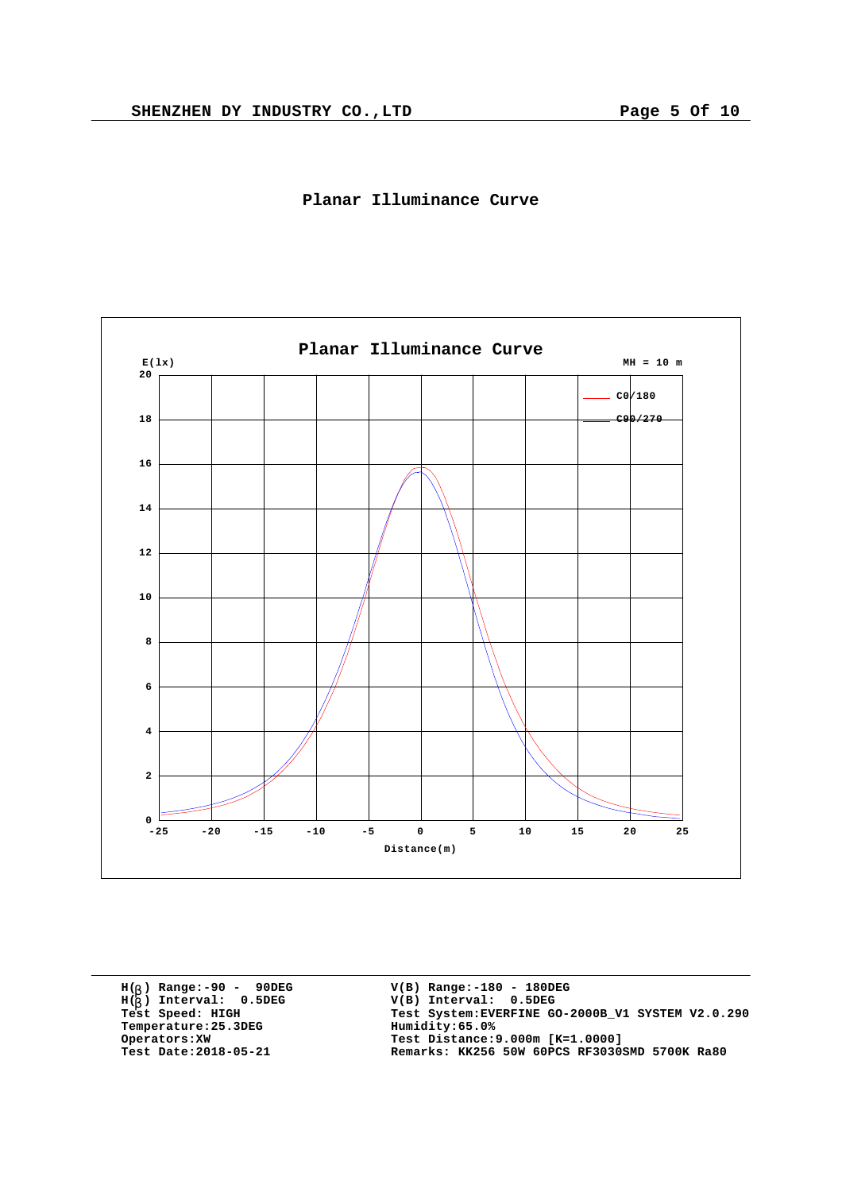# Planar Illuminance Curve

Planar Illuminance Curve

E(lx)

MH = 10 m

C0/180

C90/270

Distance(m)

H(β) Range:-90 - 90DEG
H(β) Interval: 0.5DEG
Test Speed: HIGH
Temperature:25.3DEG
Operators:XW
Test Date:2018-05-21

V(B) Range:-180 - 180DEG
V(B) Interval: 0.5DEG
Test System:EVERFINE GO-2000B_V1 SYSTEM V2.0.290
Humidity:65.0%
Test Distance:9.000m [K=1.0000]
Remarks: KK256 50W 60PCS RF3030SMD 5700K Ra80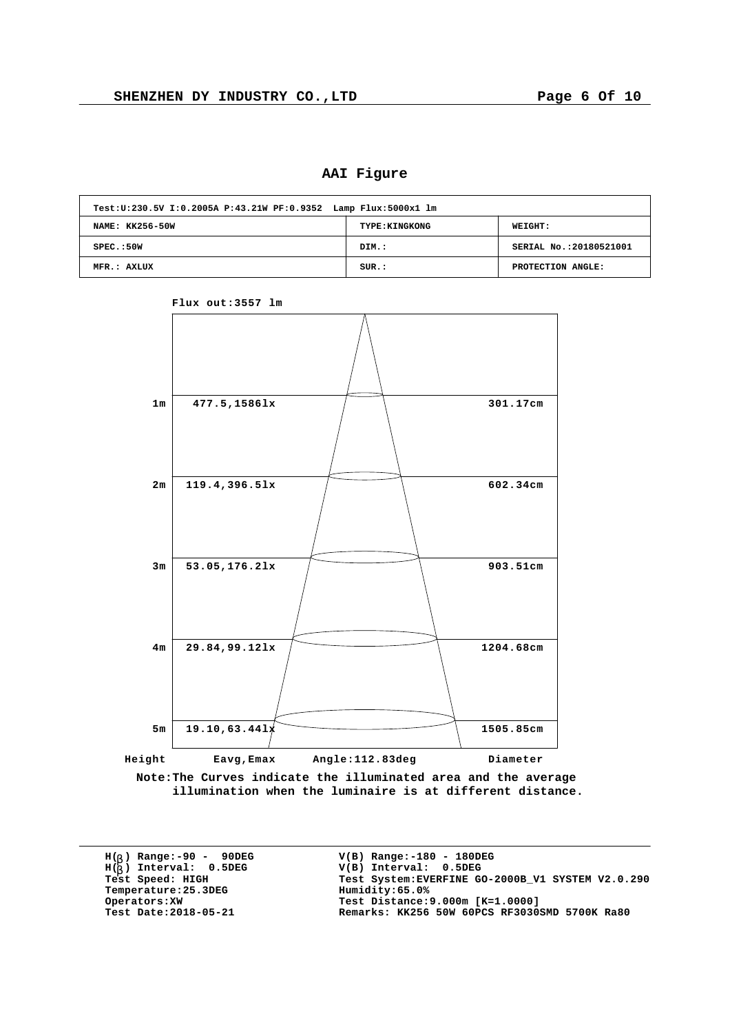## AAI Figure

| Test:U:230.5V I:0.2005A P:43.21W PF:0.9352 Lamp Flux:5000x1 lm | | |
|---|---|---|
| NAME: KK256-50W | TYPE:KINGKONG | WEIGHT: |
| SPEC.:50W | DIM.: | SERIAL No.:20180521001 |
| MFR.: AXLUX | SUR.: | PROTECTION ANGLE: |

Flux out:3557 lm

| Height | Eavg,Emax | Diameter |
|---|---|---|
| 1m | 477.5,1586lx | 301.17cm |
| 2m | 119.4,396.5lx | 602.34cm |
| 3m | 53.05,176.2lx | 903.51cm |
| 4m | 29.84,99.12lx | 1204.68cm |
| 5m | 19.10,63.44lx | 1505.85cm |

Angle:112.83deg

Note:The Curves indicate the illuminated area and the average illumination when the luminaire is at different distance.

H(β) Range:-90 - 90DEG
H(β) Interval: 0.5DEG
Test Speed: HIGH
Temperature:25.3DEG
Operators:XW
Test Date:2018-05-21

V(B) Range:-180 - 180DEG
V(B) Interval: 0.5DEG
Test System:EVERFINE GO-2000B_V1 SYSTEM V2.0.290
Humidity:65.0%
Test Distance:9.000m [K=1.0000]
Remarks: KK256 50W 60PCS RF3030SMD 5700K Ra80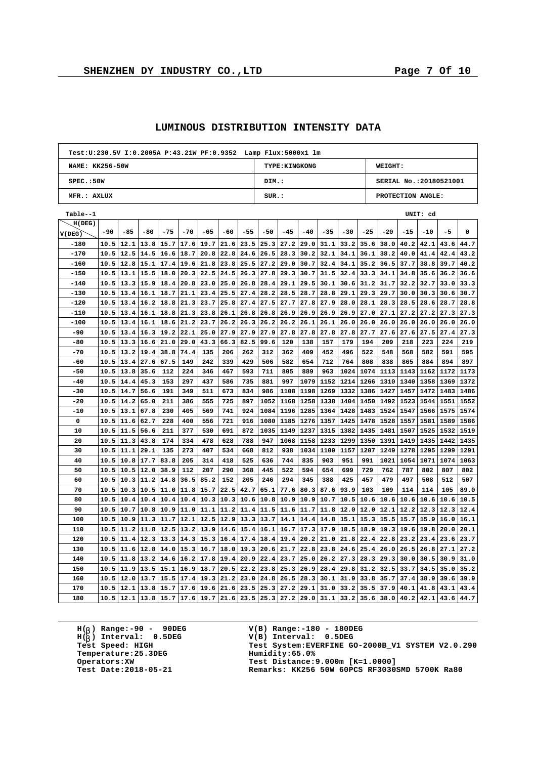## LUMINOUS DISTRIBUTION INTENSITY DATA

| Test:U:230.5V I:0.2005A P:43.21W PF:0.9352 Lamp Flux:5000x1 lm | | |
|---|---|---|
| NAME: KK256-50W | TYPE:KINGKONG | WEIGHT: |
| SPEC.:50W | DIM.: | SERIAL No.:20180521001 |
| MFR.: AXLUX | SUR.: | PROTECTION ANGLE: |

Table--1 UNIT: cd

| H(DEG) V(DEG) | -90 | -85 | -80 | -75 | -70 | -65 | -60 | -55 | -50 | -45 | -40 | -35 | -30 | -25 | -20 | -15 | -10 | -5 | 0 |
|---|---|---|---|---|---|---|---|---|---|---|---|---|---|---|---|---|---|---|---|
| -180 | 10.5 | 12.1 | 13.8 | 15.7 | 17.6 | 19.7 | 21.6 | 23.5 | 25.3 | 27.2 | 29.0 | 31.1 | 33.2 | 35.6 | 38.0 | 40.2 | 42.1 | 43.6 | 44.7 |
| -170 | 10.5 | 12.5 | 14.5 | 16.6 | 18.7 | 20.8 | 22.8 | 24.6 | 26.5 | 28.3 | 30.2 | 32.1 | 34.1 | 36.1 | 38.2 | 40.0 | 41.4 | 42.4 | 43.2 |
| -160 | 10.5 | 12.8 | 15.1 | 17.4 | 19.6 | 21.8 | 23.8 | 25.5 | 27.2 | 29.0 | 30.7 | 32.4 | 34.1 | 35.2 | 36.5 | 37.7 | 38.8 | 39.7 | 40.2 |
| -150 | 10.5 | 13.1 | 15.5 | 18.0 | 20.3 | 22.5 | 24.5 | 26.3 | 27.8 | 29.3 | 30.7 | 31.5 | 32.4 | 33.3 | 34.1 | 34.8 | 35.6 | 36.2 | 36.6 |
| -140 | 10.5 | 13.3 | 15.9 | 18.4 | 20.8 | 23.0 | 25.0 | 26.8 | 28.4 | 29.1 | 29.5 | 30.1 | 30.6 | 31.2 | 31.7 | 32.2 | 32.7 | 33.0 | 33.3 |
| -130 | 10.5 | 13.4 | 16.1 | 18.7 | 21.1 | 23.4 | 25.5 | 27.4 | 28.2 | 28.5 | 28.7 | 28.8 | 29.1 | 29.3 | 29.7 | 30.0 | 30.3 | 30.6 | 30.7 |
| -120 | 10.5 | 13.4 | 16.2 | 18.8 | 21.3 | 23.7 | 25.8 | 27.4 | 27.5 | 27.7 | 27.8 | 27.9 | 28.0 | 28.1 | 28.3 | 28.5 | 28.6 | 28.7 | 28.8 |
| -110 | 10.5 | 13.4 | 16.1 | 18.8 | 21.3 | 23.8 | 26.1 | 26.8 | 26.8 | 26.9 | 26.9 | 26.9 | 26.9 | 27.0 | 27.1 | 27.2 | 27.2 | 27.3 | 27.3 |
| -100 | 10.5 | 13.4 | 16.1 | 18.6 | 21.2 | 23.7 | 26.2 | 26.3 | 26.2 | 26.2 | 26.1 | 26.1 | 26.0 | 26.0 | 26.0 | 26.0 | 26.0 | 26.0 | 26.0 |
| -90 | 10.5 | 13.4 | 16.3 | 19.2 | 22.1 | 25.0 | 27.9 | 27.9 | 27.9 | 27.8 | 27.8 | 27.8 | 27.8 | 27.7 | 27.6 | 27.6 | 27.5 | 27.4 | 27.3 |
| -80 | 10.5 | 13.3 | 16.6 | 21.0 | 29.0 | 43.3 | 66.3 | 82.5 | 99.6 | 120 | 138 | 157 | 179 | 194 | 209 | 218 | 223 | 224 | 219 |
| -70 | 10.5 | 13.2 | 19.4 | 38.8 | 74.4 | 135 | 206 | 262 | 312 | 362 | 409 | 452 | 496 | 522 | 548 | 568 | 582 | 591 | 595 |
| -60 | 10.5 | 13.4 | 27.6 | 67.5 | 149 | 242 | 339 | 429 | 506 | 582 | 654 | 712 | 764 | 808 | 838 | 865 | 884 | 894 | 897 |
| -50 | 10.5 | 13.8 | 35.6 | 112 | 224 | 346 | 467 | 593 | 711 | 805 | 889 | 963 | 1024 | 1074 | 1113 | 1143 | 1162 | 1172 | 1173 |
| -40 | 10.5 | 14.4 | 45.3 | 153 | 297 | 437 | 586 | 735 | 881 | 997 | 1079 | 1152 | 1214 | 1266 | 1310 | 1340 | 1358 | 1369 | 1372 |
| -30 | 10.5 | 14.7 | 56.6 | 191 | 349 | 511 | 673 | 834 | 986 | 1108 | 1198 | 1269 | 1332 | 1386 | 1427 | 1457 | 1472 | 1483 | 1486 |
| -20 | 10.5 | 14.2 | 65.0 | 211 | 386 | 555 | 725 | 897 | 1052 | 1168 | 1258 | 1338 | 1404 | 1450 | 1492 | 1523 | 1544 | 1551 | 1552 |
| -10 | 10.5 | 13.1 | 67.8 | 230 | 405 | 569 | 741 | 924 | 1084 | 1196 | 1285 | 1364 | 1428 | 1483 | 1524 | 1547 | 1566 | 1575 | 1574 |
| 0 | 10.5 | 11.6 | 62.7 | 228 | 400 | 556 | 721 | 916 | 1080 | 1185 | 1276 | 1357 | 1425 | 1478 | 1528 | 1557 | 1581 | 1589 | 1586 |
| 10 | 10.5 | 11.5 | 56.6 | 211 | 377 | 530 | 691 | 872 | 1035 | 1149 | 1237 | 1315 | 1382 | 1435 | 1481 | 1507 | 1525 | 1532 | 1519 |
| 20 | 10.5 | 11.3 | 43.8 | 174 | 334 | 478 | 628 | 788 | 947 | 1068 | 1158 | 1233 | 1299 | 1350 | 1391 | 1419 | 1435 | 1442 | 1435 |
| 30 | 10.5 | 11.1 | 29.1 | 135 | 273 | 407 | 534 | 668 | 812 | 938 | 1034 | 1100 | 1157 | 1207 | 1249 | 1278 | 1295 | 1299 | 1291 |
| 40 | 10.5 | 10.8 | 17.7 | 83.8 | 205 | 314 | 418 | 525 | 636 | 744 | 835 | 903 | 951 | 991 | 1021 | 1054 | 1071 | 1074 | 1063 |
| 50 | 10.5 | 10.5 | 12.0 | 38.9 | 112 | 207 | 290 | 368 | 445 | 522 | 594 | 654 | 699 | 729 | 762 | 787 | 802 | 807 | 802 |
| 60 | 10.5 | 10.3 | 11.2 | 14.8 | 36.5 | 85.2 | 152 | 205 | 246 | 294 | 345 | 388 | 425 | 457 | 479 | 497 | 508 | 512 | 507 |
| 70 | 10.5 | 10.3 | 10.5 | 11.0 | 11.8 | 15.7 | 22.5 | 42.7 | 65.1 | 77.6 | 80.3 | 87.6 | 93.9 | 103 | 109 | 114 | 114 | 105 | 89.0 |
| 80 | 10.5 | 10.4 | 10.4 | 10.4 | 10.4 | 10.3 | 10.3 | 10.6 | 10.8 | 10.9 | 10.9 | 10.7 | 10.5 | 10.6 | 10.6 | 10.6 | 10.6 | 10.6 | 10.5 |
| 90 | 10.5 | 10.7 | 10.8 | 10.9 | 11.0 | 11.1 | 11.2 | 11.4 | 11.5 | 11.6 | 11.7 | 11.8 | 12.0 | 12.0 | 12.1 | 12.2 | 12.3 | 12.3 | 12.4 |
| 100 | 10.5 | 10.9 | 11.3 | 11.7 | 12.1 | 12.5 | 12.9 | 13.3 | 13.7 | 14.1 | 14.4 | 14.8 | 15.1 | 15.3 | 15.5 | 15.7 | 15.9 | 16.0 | 16.1 |
| 110 | 10.5 | 11.2 | 11.8 | 12.5 | 13.2 | 13.9 | 14.6 | 15.4 | 16.1 | 16.7 | 17.3 | 17.9 | 18.5 | 18.9 | 19.3 | 19.6 | 19.8 | 20.0 | 20.1 |
| 120 | 10.5 | 11.4 | 12.3 | 13.3 | 14.3 | 15.3 | 16.4 | 17.4 | 18.4 | 19.4 | 20.2 | 21.0 | 21.8 | 22.4 | 22.8 | 23.2 | 23.4 | 23.6 | 23.7 |
| 130 | 10.5 | 11.6 | 12.8 | 14.0 | 15.3 | 16.7 | 18.0 | 19.3 | 20.6 | 21.7 | 22.8 | 23.8 | 24.6 | 25.4 | 26.0 | 26.5 | 26.8 | 27.1 | 27.2 |
| 140 | 10.5 | 11.8 | 13.2 | 14.6 | 16.2 | 17.8 | 19.4 | 20.9 | 22.4 | 23.7 | 25.0 | 26.2 | 27.3 | 28.3 | 29.3 | 30.0 | 30.5 | 30.9 | 31.0 |
| 150 | 10.5 | 11.9 | 13.5 | 15.1 | 16.9 | 18.7 | 20.5 | 22.2 | 23.8 | 25.3 | 26.9 | 28.4 | 29.8 | 31.2 | 32.5 | 33.7 | 34.5 | 35.0 | 35.2 |
| 160 | 10.5 | 12.0 | 13.7 | 15.5 | 17.4 | 19.3 | 21.2 | 23.0 | 24.8 | 26.5 | 28.3 | 30.1 | 31.9 | 33.8 | 35.7 | 37.4 | 38.9 | 39.6 | 39.9 |
| 170 | 10.5 | 12.1 | 13.8 | 15.7 | 17.6 | 19.6 | 21.6 | 23.5 | 25.3 | 27.2 | 29.1 | 31.0 | 33.2 | 35.5 | 37.9 | 40.1 | 41.8 | 43.1 | 43.4 |
| 180 | 10.5 | 12.1 | 13.8 | 15.7 | 17.6 | 19.7 | 21.6 | 23.5 | 25.3 | 27.2 | 29.0 | 31.1 | 33.2 | 35.6 | 38.0 | 40.2 | 42.1 | 43.6 | 44.7 |

H(β) Range:-90 - 90DEG
H(β) Interval: 0.5DEG
Test Speed: HIGH
Temperature:25.3DEG
Operators:XW
Test Date:2018-05-21

V(B) Range:-180 - 180DEG
V(B) Interval: 0.5DEG
Test System:EVERFINE GO-2000B_V1 SYSTEM V2.0.290
Humidity:65.0%
Test Distance:9.000m [K=1.0000]
Remarks: KK256 50W 60PCS RF3030SMD 5700K Ra80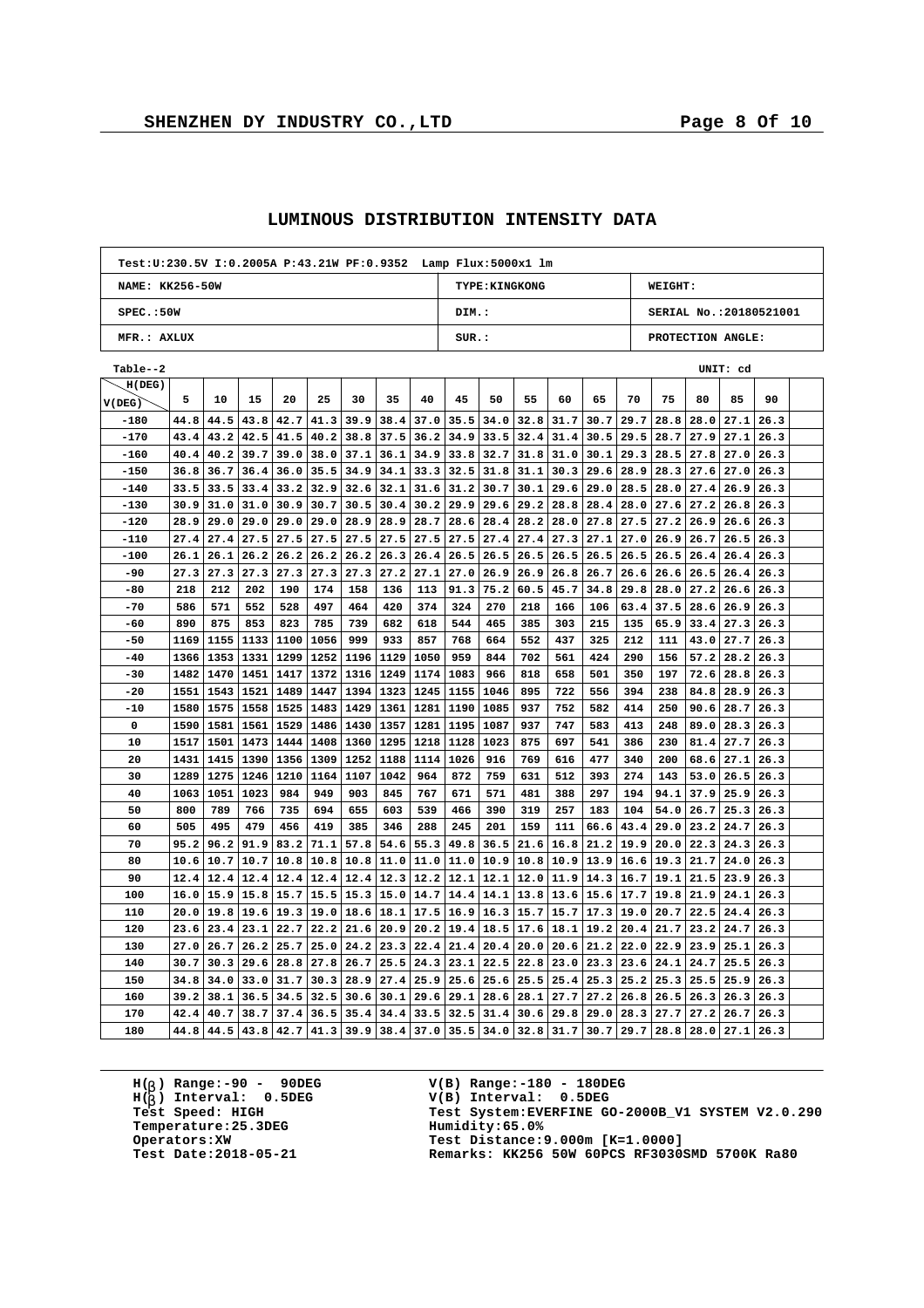## LUMINOUS DISTRIBUTION INTENSITY DATA

| Test:U:230.5V I:0.2005A P:43.21W PF:0.9352 Lamp Flux:5000x1 lm | | |
|---|---|---|
| NAME: KK256-50W | TYPE:KINGKONG | WEIGHT: |
| SPEC.:50W | DIM.: | SERIAL No.:20180521001 |
| MFR.: AXLUX | SUR.: | PROTECTION ANGLE: |

Table--2 UNIT: cd

| V(DEG) \ H(DEG) | 5 | 10 | 15 | 20 | 25 | 30 | 35 | 40 | 45 | 50 | 55 | 60 | 65 | 70 | 75 | 80 | 85 | 90 |
|---|---|---|---|---|---|---|---|---|---|---|---|---|---|---|---|---|---|---|
| -180 | 44.8 | 44.5 | 43.8 | 42.7 | 41.3 | 39.9 | 38.4 | 37.0 | 35.5 | 34.0 | 32.8 | 31.7 | 30.7 | 29.7 | 28.8 | 28.0 | 27.1 | 26.3 |
| -170 | 43.4 | 43.2 | 42.5 | 41.5 | 40.2 | 38.8 | 37.5 | 36.2 | 34.9 | 33.5 | 32.4 | 31.4 | 30.5 | 29.5 | 28.7 | 27.9 | 27.1 | 26.3 |
| -160 | 40.4 | 40.2 | 39.7 | 39.0 | 38.0 | 37.1 | 36.1 | 34.9 | 33.8 | 32.7 | 31.8 | 31.0 | 30.1 | 29.3 | 28.5 | 27.8 | 27.0 | 26.3 |
| -150 | 36.8 | 36.7 | 36.4 | 36.0 | 35.5 | 34.9 | 34.1 | 33.3 | 32.5 | 31.8 | 31.1 | 30.3 | 29.6 | 28.9 | 28.3 | 27.6 | 27.0 | 26.3 |
| -140 | 33.5 | 33.5 | 33.4 | 33.2 | 32.9 | 32.6 | 32.1 | 31.6 | 31.2 | 30.7 | 30.1 | 29.6 | 29.0 | 28.5 | 28.0 | 27.4 | 26.9 | 26.3 |
| -130 | 30.9 | 31.0 | 31.0 | 30.9 | 30.7 | 30.5 | 30.4 | 30.2 | 29.9 | 29.6 | 29.2 | 28.8 | 28.4 | 28.0 | 27.6 | 27.2 | 26.8 | 26.3 |
| -120 | 28.9 | 29.0 | 29.0 | 29.0 | 29.0 | 28.9 | 28.9 | 28.7 | 28.6 | 28.4 | 28.2 | 28.0 | 27.8 | 27.5 | 27.2 | 26.9 | 26.6 | 26.3 |
| -110 | 27.4 | 27.4 | 27.5 | 27.5 | 27.5 | 27.5 | 27.5 | 27.5 | 27.5 | 27.4 | 27.4 | 27.3 | 27.1 | 27.0 | 26.9 | 26.7 | 26.5 | 26.3 |
| -100 | 26.1 | 26.1 | 26.2 | 26.2 | 26.2 | 26.2 | 26.3 | 26.4 | 26.5 | 26.5 | 26.5 | 26.5 | 26.5 | 26.5 | 26.5 | 26.4 | 26.4 | 26.3 |
| -90 | 27.3 | 27.3 | 27.3 | 27.3 | 27.3 | 27.3 | 27.2 | 27.1 | 27.0 | 26.9 | 26.9 | 26.8 | 26.7 | 26.6 | 26.6 | 26.5 | 26.4 | 26.3 |
| -80 | 218 | 212 | 202 | 190 | 174 | 158 | 136 | 113 | 91.3 | 75.2 | 60.5 | 45.7 | 34.8 | 29.8 | 28.0 | 27.2 | 26.6 | 26.3 |
| -70 | 586 | 571 | 552 | 528 | 497 | 464 | 420 | 374 | 324 | 270 | 218 | 166 | 106 | 63.4 | 37.5 | 28.6 | 26.9 | 26.3 |
| -60 | 890 | 875 | 853 | 823 | 785 | 739 | 682 | 618 | 544 | 465 | 385 | 303 | 215 | 135 | 65.9 | 33.4 | 27.3 | 26.3 |
| -50 | 1169 | 1155 | 1133 | 1100 | 1056 | 999 | 933 | 857 | 768 | 664 | 552 | 437 | 325 | 212 | 111 | 43.0 | 27.7 | 26.3 |
| -40 | 1366 | 1353 | 1331 | 1299 | 1252 | 1196 | 1129 | 1050 | 959 | 844 | 702 | 561 | 424 | 290 | 156 | 57.2 | 28.2 | 26.3 |
| -30 | 1482 | 1470 | 1451 | 1417 | 1372 | 1316 | 1249 | 1174 | 1083 | 966 | 818 | 658 | 501 | 350 | 197 | 72.6 | 28.8 | 26.3 |
| -20 | 1551 | 1543 | 1521 | 1489 | 1447 | 1394 | 1323 | 1245 | 1155 | 1046 | 895 | 722 | 556 | 394 | 238 | 84.8 | 28.9 | 26.3 |
| -10 | 1580 | 1575 | 1558 | 1525 | 1483 | 1429 | 1361 | 1281 | 1190 | 1085 | 937 | 752 | 582 | 414 | 250 | 90.6 | 28.7 | 26.3 |
| 0 | 1590 | 1581 | 1561 | 1529 | 1486 | 1430 | 1357 | 1281 | 1195 | 1087 | 937 | 747 | 583 | 413 | 248 | 89.0 | 28.3 | 26.3 |
| 10 | 1517 | 1501 | 1473 | 1444 | 1408 | 1360 | 1295 | 1218 | 1128 | 1023 | 875 | 697 | 541 | 386 | 230 | 81.4 | 27.7 | 26.3 |
| 20 | 1431 | 1415 | 1390 | 1356 | 1309 | 1252 | 1188 | 1114 | 1026 | 916 | 769 | 616 | 477 | 340 | 200 | 68.6 | 27.1 | 26.3 |
| 30 | 1289 | 1275 | 1246 | 1210 | 1164 | 1107 | 1042 | 964 | 872 | 759 | 631 | 512 | 393 | 274 | 143 | 53.0 | 26.5 | 26.3 |
| 40 | 1063 | 1051 | 1023 | 984 | 949 | 903 | 845 | 767 | 671 | 571 | 481 | 388 | 297 | 194 | 94.1 | 37.9 | 25.9 | 26.3 |
| 50 | 800 | 789 | 766 | 735 | 694 | 655 | 603 | 539 | 466 | 390 | 319 | 257 | 183 | 104 | 54.0 | 26.7 | 25.3 | 26.3 |
| 60 | 505 | 495 | 479 | 456 | 419 | 385 | 346 | 288 | 245 | 201 | 159 | 111 | 66.6 | 43.4 | 29.0 | 23.2 | 24.7 | 26.3 |
| 70 | 95.2 | 96.2 | 91.9 | 83.2 | 71.1 | 57.8 | 54.6 | 55.3 | 49.8 | 36.5 | 21.6 | 16.8 | 21.2 | 19.9 | 20.0 | 22.3 | 24.3 | 26.3 |
| 80 | 10.6 | 10.7 | 10.7 | 10.8 | 10.8 | 10.8 | 11.0 | 11.0 | 11.0 | 10.9 | 10.8 | 10.9 | 13.9 | 16.6 | 19.3 | 21.7 | 24.0 | 26.3 |
| 90 | 12.4 | 12.4 | 12.4 | 12.4 | 12.4 | 12.4 | 12.3 | 12.2 | 12.1 | 12.1 | 12.0 | 11.9 | 14.3 | 16.7 | 19.1 | 21.5 | 23.9 | 26.3 |
| 100 | 16.0 | 15.9 | 15.8 | 15.7 | 15.5 | 15.3 | 15.0 | 14.7 | 14.4 | 14.1 | 13.8 | 13.6 | 15.6 | 17.7 | 19.8 | 21.9 | 24.1 | 26.3 |
| 110 | 20.0 | 19.8 | 19.6 | 19.3 | 19.0 | 18.6 | 18.1 | 17.5 | 16.9 | 16.3 | 15.7 | 15.7 | 17.3 | 19.0 | 20.7 | 22.5 | 24.4 | 26.3 |
| 120 | 23.6 | 23.4 | 23.1 | 22.7 | 22.2 | 21.6 | 20.9 | 20.2 | 19.4 | 18.5 | 17.6 | 18.1 | 19.2 | 20.4 | 21.7 | 23.2 | 24.7 | 26.3 |
| 130 | 27.0 | 26.7 | 26.2 | 25.7 | 25.0 | 24.2 | 23.3 | 22.4 | 21.4 | 20.4 | 20.0 | 20.6 | 21.2 | 22.0 | 22.9 | 23.9 | 25.1 | 26.3 |
| 140 | 30.7 | 30.3 | 29.6 | 28.8 | 27.8 | 26.7 | 25.5 | 24.3 | 23.1 | 22.5 | 22.8 | 23.0 | 23.3 | 23.6 | 24.1 | 24.7 | 25.5 | 26.3 |
| 150 | 34.8 | 34.0 | 33.0 | 31.7 | 30.3 | 28.9 | 27.4 | 25.9 | 25.6 | 25.6 | 25.5 | 25.4 | 25.3 | 25.2 | 25.3 | 25.5 | 25.9 | 26.3 |
| 160 | 39.2 | 38.1 | 36.5 | 34.5 | 32.5 | 30.6 | 30.1 | 29.6 | 29.1 | 28.6 | 28.1 | 27.7 | 27.2 | 26.8 | 26.5 | 26.3 | 26.3 | 26.3 |
| 170 | 42.4 | 40.7 | 38.7 | 37.4 | 36.5 | 35.4 | 34.4 | 33.5 | 32.5 | 31.4 | 30.6 | 29.8 | 29.0 | 28.3 | 27.7 | 27.2 | 26.7 | 26.3 |
| 180 | 44.8 | 44.5 | 43.8 | 42.7 | 41.3 | 39.9 | 38.4 | 37.0 | 35.5 | 34.0 | 32.8 | 31.7 | 30.7 | 29.7 | 28.8 | 28.0 | 27.1 | 26.3 |

H(β) Range:-90 - 90DEG
H(β) Interval: 0.5DEG
Test Speed: HIGH
Temperature:25.3DEG
Operators:XW
Test Date:2018-05-21

V(B) Range:-180 - 180DEG
V(B) Interval: 0.5DEG
Test System:EVERFINE GO-2000B_V1 SYSTEM V2.0.290
Humidity:65.0%
Test Distance:9.000m [K=1.0000]
Remarks: KK256 50W 60PCS RF3030SMD 5700K Ra80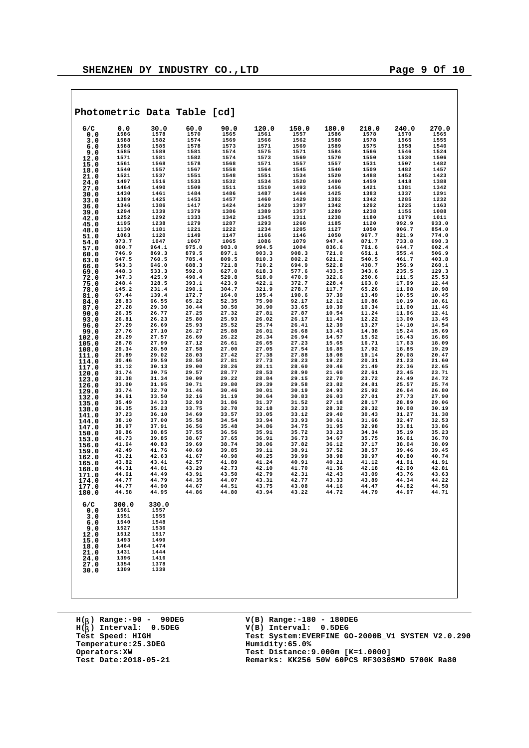## Photometric Data Table [cd]

| G/C | 0.0 | 30.0 | 60.0 | 90.0 | 120.0 | 150.0 | 180.0 | 210.0 | 240.0 | 270.0 |
|---|---|---|---|---|---|---|---|---|---|---|
| 0.0 | 1586 | 1578 | 1570 | 1565 | 1561 | 1557 | 1586 | 1578 | 1570 | 1565 |
| 3.0 | 1588 | 1582 | 1574 | 1569 | 1566 | 1562 | 1588 | 1578 | 1565 | 1555 |
| 6.0 | 1588 | 1585 | 1578 | 1573 | 1571 | 1569 | 1589 | 1575 | 1558 | 1540 |
| 9.0 | 1585 | 1589 | 1581 | 1574 | 1575 | 1571 | 1584 | 1566 | 1546 | 1524 |
| 12.0 | 1571 | 1581 | 1582 | 1574 | 1573 | 1569 | 1570 | 1550 | 1530 | 1506 |
| 15.0 | 1561 | 1568 | 1578 | 1568 | 1571 | 1557 | 1557 | 1531 | 1507 | 1482 |
| 18.0 | 1540 | 1557 | 1567 | 1558 | 1564 | 1545 | 1540 | 1509 | 1482 | 1457 |
| 21.0 | 1521 | 1537 | 1551 | 1548 | 1551 | 1534 | 1520 | 1488 | 1452 | 1423 |
| 24.0 | 1497 | 1516 | 1533 | 1532 | 1534 | 1520 | 1490 | 1459 | 1418 | 1388 |
| 27.0 | 1464 | 1490 | 1509 | 1511 | 1510 | 1493 | 1456 | 1421 | 1381 | 1342 |
| 30.0 | 1430 | 1461 | 1484 | 1486 | 1487 | 1464 | 1425 | 1383 | 1337 | 1291 |
| 33.0 | 1389 | 1425 | 1453 | 1457 | 1460 | 1429 | 1382 | 1342 | 1285 | 1232 |
| 36.0 | 1346 | 1386 | 1417 | 1424 | 1429 | 1397 | 1342 | 1292 | 1225 | 1163 |
| 39.0 | 1294 | 1339 | 1379 | 1386 | 1389 | 1357 | 1289 | 1238 | 1155 | 1088 |
| 42.0 | 1252 | 1292 | 1333 | 1342 | 1345 | 1311 | 1238 | 1180 | 1079 | 1011 |
| 45.0 | 1195 | 1238 | 1279 | 1287 | 1293 | 1260 | 1185 | 1120 | 992.9 | 933.0 |
| 48.0 | 1130 | 1181 | 1221 | 1222 | 1234 | 1205 | 1127 | 1050 | 906.7 | 854.0 |
| 51.0 | 1063 | 1120 | 1149 | 1147 | 1166 | 1146 | 1050 | 967.7 | 821.9 | 774.0 |
| 54.0 | 973.7 | 1047 | 1067 | 1065 | 1086 | 1079 | 947.4 | 871.7 | 733.8 | 690.3 |
| 57.0 | 860.7 | 964.1 | 975.0 | 983.0 | 994.5 | 1004 | 836.6 | 761.6 | 644.7 | 602.4 |
| 60.0 | 746.9 | 869.3 | 879.5 | 897.1 | 903.3 | 908.3 | 721.0 | 651.1 | 555.4 | 506.9 |
| 63.0 | 647.5 | 760.5 | 785.4 | 809.5 | 810.3 | 802.2 | 621.2 | 540.5 | 461.7 | 403.8 |
| 66.0 | 543.3 | 646.0 | 688.3 | 721.8 | 710.2 | 694.9 | 522.8 | 438.7 | 356.9 | 260.1 |
| 69.0 | 448.3 | 533.3 | 592.0 | 627.0 | 618.3 | 577.6 | 433.5 | 343.6 | 235.5 | 129.3 |
| 72.0 | 347.3 | 425.9 | 490.4 | 529.8 | 518.0 | 470.9 | 322.6 | 250.6 | 111.5 | 25.53 |
| 75.0 | 248.4 | 328.5 | 393.1 | 423.9 | 422.1 | 372.7 | 228.4 | 163.0 | 17.99 | 12.44 |
| 78.0 | 145.2 | 231.4 | 290.1 | 304.7 | 321.9 | 278.7 | 117.7 | 65.26 | 11.98 | 10.98 |
| 81.0 | 67.44 | 139.4 | 172.7 | 164.0 | 195.4 | 190.6 | 37.39 | 13.49 | 10.55 | 10.45 |
| 84.0 | 28.83 | 66.55 | 65.22 | 52.35 | 75.90 | 92.17 | 12.12 | 10.86 | 10.19 | 10.61 |
| 87.0 | 27.28 | 29.30 | 30.44 | 30.50 | 30.90 | 33.65 | 10.39 | 10.34 | 11.00 | 11.46 |
| 90.0 | 26.35 | 26.77 | 27.25 | 27.32 | 27.81 | 27.87 | 10.54 | 11.24 | 11.96 | 12.41 |
| 93.0 | 26.81 | 26.23 | 25.80 | 25.93 | 26.02 | 26.17 | 11.43 | 12.22 | 13.00 | 13.45 |
| 96.0 | 27.29 | 26.69 | 25.93 | 25.52 | 25.74 | 26.41 | 12.39 | 13.27 | 14.10 | 14.54 |
| 99.0 | 27.76 | 27.10 | 26.27 | 25.88 | 26.01 | 26.68 | 13.43 | 14.38 | 15.24 | 15.69 |
| 102.0 | 28.29 | 27.57 | 26.69 | 26.22 | 26.34 | 26.94 | 14.57 | 15.52 | 16.43 | 16.86 |
| 105.0 | 28.78 | 27.99 | 27.12 | 26.61 | 26.65 | 27.23 | 15.65 | 16.71 | 17.63 | 18.09 |
| 108.0 | 29.34 | 28.50 | 27.58 | 27.00 | 27.05 | 27.54 | 16.85 | 17.92 | 18.85 | 19.29 |
| 111.0 | 29.89 | 29.02 | 28.03 | 27.42 | 27.38 | 27.88 | 18.08 | 19.14 | 20.08 | 20.47 |
| 114.0 | 30.46 | 29.59 | 28.50 | 27.81 | 27.73 | 28.23 | 19.22 | 20.31 | 21.23 | 21.60 |
| 117.0 | 31.12 | 30.13 | 29.00 | 28.26 | 28.11 | 28.60 | 20.46 | 21.49 | 22.36 | 22.65 |
| 120.0 | 31.74 | 30.75 | 29.57 | 28.77 | 28.53 | 28.90 | 21.60 | 22.61 | 23.45 | 23.71 |
| 123.0 | 32.38 | 31.34 | 30.09 | 29.22 | 28.84 | 29.15 | 22.70 | 23.72 | 24.49 | 24.72 |
| 126.0 | 33.00 | 31.95 | 30.71 | 29.80 | 29.39 | 29.58 | 23.82 | 24.81 | 25.57 | 25.74 |
| 129.0 | 33.74 | 32.70 | 31.46 | 30.46 | 30.01 | 30.19 | 24.93 | 25.92 | 26.64 | 26.80 |
| 132.0 | 34.61 | 33.50 | 32.16 | 31.19 | 30.64 | 30.83 | 26.03 | 27.01 | 27.73 | 27.90 |
| 135.0 | 35.49 | 34.33 | 32.93 | 31.86 | 31.37 | 31.52 | 27.18 | 28.17 | 28.89 | 29.06 |
| 138.0 | 36.35 | 35.23 | 33.75 | 32.70 | 32.18 | 32.33 | 28.32 | 29.32 | 30.08 | 30.19 |
| 141.0 | 37.23 | 36.10 | 34.69 | 33.57 | 33.05 | 33.12 | 29.40 | 30.43 | 31.27 | 31.38 |
| 144.0 | 38.10 | 37.00 | 35.58 | 34.54 | 33.94 | 33.93 | 30.61 | 31.66 | 32.47 | 32.53 |
| 147.0 | 38.97 | 37.91 | 36.56 | 35.48 | 34.86 | 34.75 | 31.95 | 32.98 | 33.81 | 33.86 |
| 150.0 | 39.86 | 38.85 | 37.55 | 36.56 | 35.91 | 35.72 | 33.23 | 34.34 | 35.19 | 35.23 |
| 153.0 | 40.73 | 39.85 | 38.67 | 37.65 | 36.91 | 36.73 | 34.67 | 35.75 | 36.61 | 36.70 |
| 156.0 | 41.64 | 40.83 | 39.69 | 38.74 | 38.06 | 37.82 | 36.12 | 37.17 | 38.04 | 38.09 |
| 159.0 | 42.49 | 41.76 | 40.69 | 39.85 | 39.11 | 38.91 | 37.52 | 38.57 | 39.46 | 39.45 |
| 162.0 | 43.21 | 42.63 | 41.67 | 40.90 | 40.25 | 39.99 | 38.98 | 39.97 | 40.80 | 40.74 |
| 165.0 | 43.82 | 43.41 | 42.57 | 41.89 | 41.24 | 40.91 | 40.21 | 41.12 | 41.91 | 41.91 |
| 168.0 | 44.31 | 44.01 | 43.29 | 42.73 | 42.10 | 41.70 | 41.36 | 42.18 | 42.90 | 42.81 |
| 171.0 | 44.61 | 44.49 | 43.91 | 43.50 | 42.79 | 42.31 | 42.43 | 43.09 | 43.76 | 43.63 |
| 174.0 | 44.77 | 44.79 | 44.35 | 44.07 | 43.31 | 42.77 | 43.33 | 43.89 | 44.34 | 44.22 |
| 177.0 | 44.77 | 44.90 | 44.67 | 44.51 | 43.75 | 43.08 | 44.16 | 44.47 | 44.82 | 44.58 |
| 180.0 | 44.58 | 44.95 | 44.86 | 44.80 | 43.94 | 43.22 | 44.72 | 44.79 | 44.97 | 44.71 |

| G/C | 300.0 | 330.0 |
|---|---|---|
| 0.0 | 1561 | 1557 |
| 3.0 | 1551 | 1555 |
| 6.0 | 1540 | 1548 |
| 9.0 | 1527 | 1536 |
| 12.0 | 1512 | 1517 |
| 15.0 | 1493 | 1499 |
| 18.0 | 1464 | 1474 |
| 21.0 | 1431 | 1444 |
| 24.0 | 1396 | 1416 |
| 27.0 | 1354 | 1378 |
| 30.0 | 1309 | 1339 |

H(β) Range:-90 - 90DEG
H(β) Interval: 0.5DEG
Test Speed: HIGH
Temperature:25.3DEG
Operators:XW
Test Date:2018-05-21

V(B) Range:-180 - 180DEG
V(B) Interval: 0.5DEG
Test System:EVERFINE GO-2000B_V1 SYSTEM V2.0.290
Humidity:65.0%
Test Distance:9.000m [K=1.0000]
Remarks: KK256 50W 60PCS RF3030SMD 5700K Ra80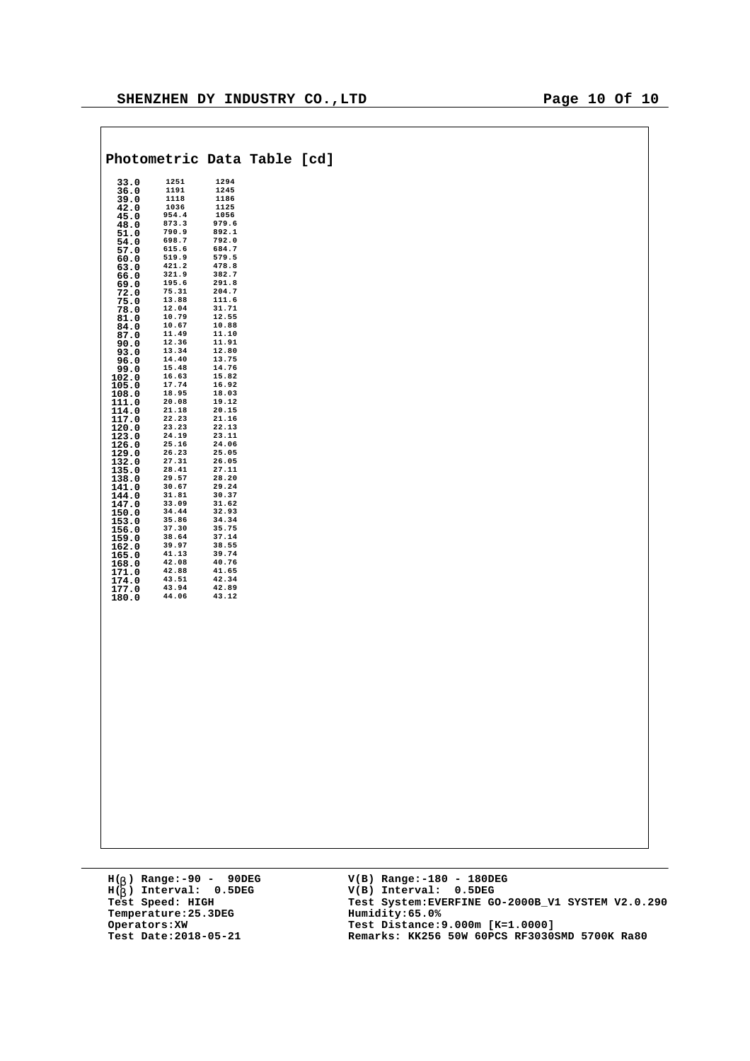## Photometric Data Table [cd]

| | | |
|---|---|---|
| 33.0 | 1251 | 1294 |
| 36.0 | 1191 | 1245 |
| 39.0 | 1118 | 1186 |
| 42.0 | 1036 | 1125 |
| 45.0 | 954.4 | 1056 |
| 48.0 | 873.3 | 979.6 |
| 51.0 | 790.9 | 892.1 |
| 54.0 | 698.7 | 792.0 |
| 57.0 | 615.6 | 684.7 |
| 60.0 | 519.9 | 579.5 |
| 63.0 | 421.2 | 478.8 |
| 66.0 | 321.9 | 382.7 |
| 69.0 | 195.6 | 291.8 |
| 72.0 | 75.31 | 204.7 |
| 75.0 | 13.88 | 111.6 |
| 78.0 | 12.04 | 31.71 |
| 81.0 | 10.79 | 12.55 |
| 84.0 | 10.67 | 10.88 |
| 87.0 | 11.49 | 11.10 |
| 90.0 | 12.36 | 11.91 |
| 93.0 | 13.34 | 12.80 |
| 96.0 | 14.40 | 13.75 |
| 99.0 | 15.48 | 14.76 |
| 102.0 | 16.63 | 15.82 |
| 105.0 | 17.74 | 16.92 |
| 108.0 | 18.95 | 18.03 |
| 111.0 | 20.08 | 19.12 |
| 114.0 | 21.18 | 20.15 |
| 117.0 | 22.23 | 21.16 |
| 120.0 | 23.23 | 22.13 |
| 123.0 | 24.19 | 23.11 |
| 126.0 | 25.16 | 24.06 |
| 129.0 | 26.23 | 25.05 |
| 132.0 | 27.31 | 26.05 |
| 135.0 | 28.41 | 27.11 |
| 138.0 | 29.57 | 28.20 |
| 141.0 | 30.67 | 29.24 |
| 144.0 | 31.81 | 30.37 |
| 147.0 | 33.09 | 31.62 |
| 150.0 | 34.44 | 32.93 |
| 153.0 | 35.86 | 34.34 |
| 156.0 | 37.30 | 35.75 |
| 159.0 | 38.64 | 37.14 |
| 162.0 | 39.97 | 38.55 |
| 165.0 | 41.13 | 39.74 |
| 168.0 | 42.08 | 40.76 |
| 171.0 | 42.88 | 41.65 |
| 174.0 | 43.51 | 42.34 |
| 177.0 | 43.94 | 42.89 |
| 180.0 | 44.06 | 43.12 |

H(β) Range:-90 - 90DEG
H(β) Interval: 0.5DEG
Test Speed: HIGH
Temperature:25.3DEG
Operators:XW
Test Date:2018-05-21

V(B) Range:-180 - 180DEG
V(B) Interval: 0.5DEG
Test System:EVERFINE GO-2000B_V1 SYSTEM V2.0.290
Humidity:65.0%
Test Distance:9.000m [K=1.0000]
Remarks: KK256 50W 60PCS RF3030SMD 5700K Ra80